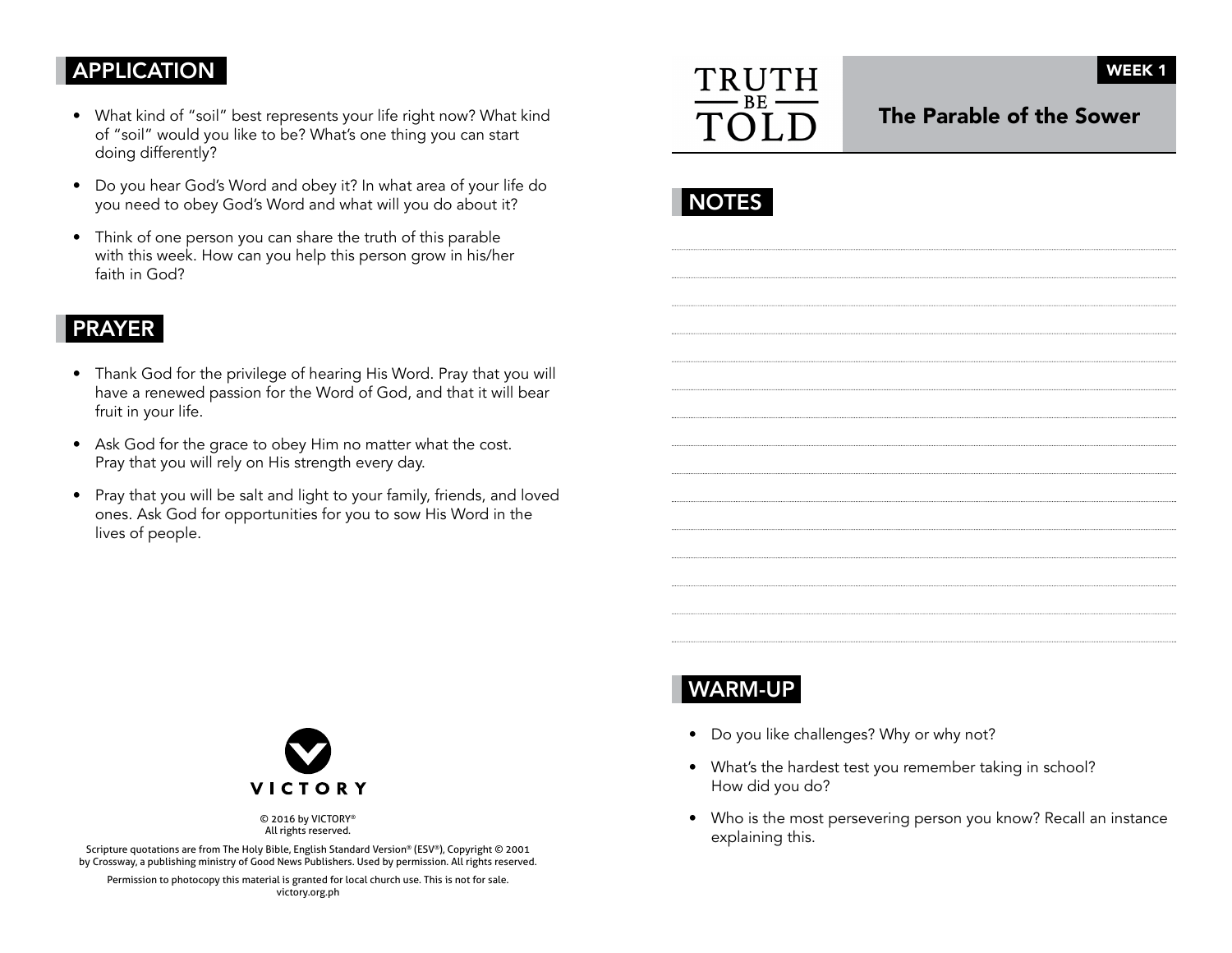# TRUTH BE TOLD

## WEEK 1

## The Parable of the Sower

## NOTES

## WARM-UP

- Do you like challenges? Why or why not?
- What's the hardest test you remember taking in school? How did you do?
- Who is the most persevering person you know? Recall an instance explaining this.

## APPLICATION

- What kind of "soil" best represents your life right now? What kind of "soil" would you like to be? What's one thing you can start doing differently?
- Do you hear God's Word and obey it? In what area of your life do you need to obey God's Word and what will you do about it?
- Think of one person you can share the truth of this parable with this week. How can you help this person grow in his/her faith in God?

## PRAYER

- Thank God for the privilege of hearing His Word. Pray that you will have a renewed passion for the Word of God, and that it will bear fruit in your life.
- Ask God for the grace to obey Him no matter what the cost. Pray that you will rely on His strength every day.
- Pray that you will be salt and light to your family, friends, and loved ones. Ask God for opportunities for you to sow His Word in the lives of people.

VICTORY

© 2016 by VICTORY®
All rights reserved.

Scripture quotations are from The Holy Bible, English Standard Version® (ESV®), Copyright © 2001 by Crossway, a publishing ministry of Good News Publishers. Used by permission. All rights reserved.

Permission to photocopy this material is granted for local church use. This is not for sale.
victory.org.ph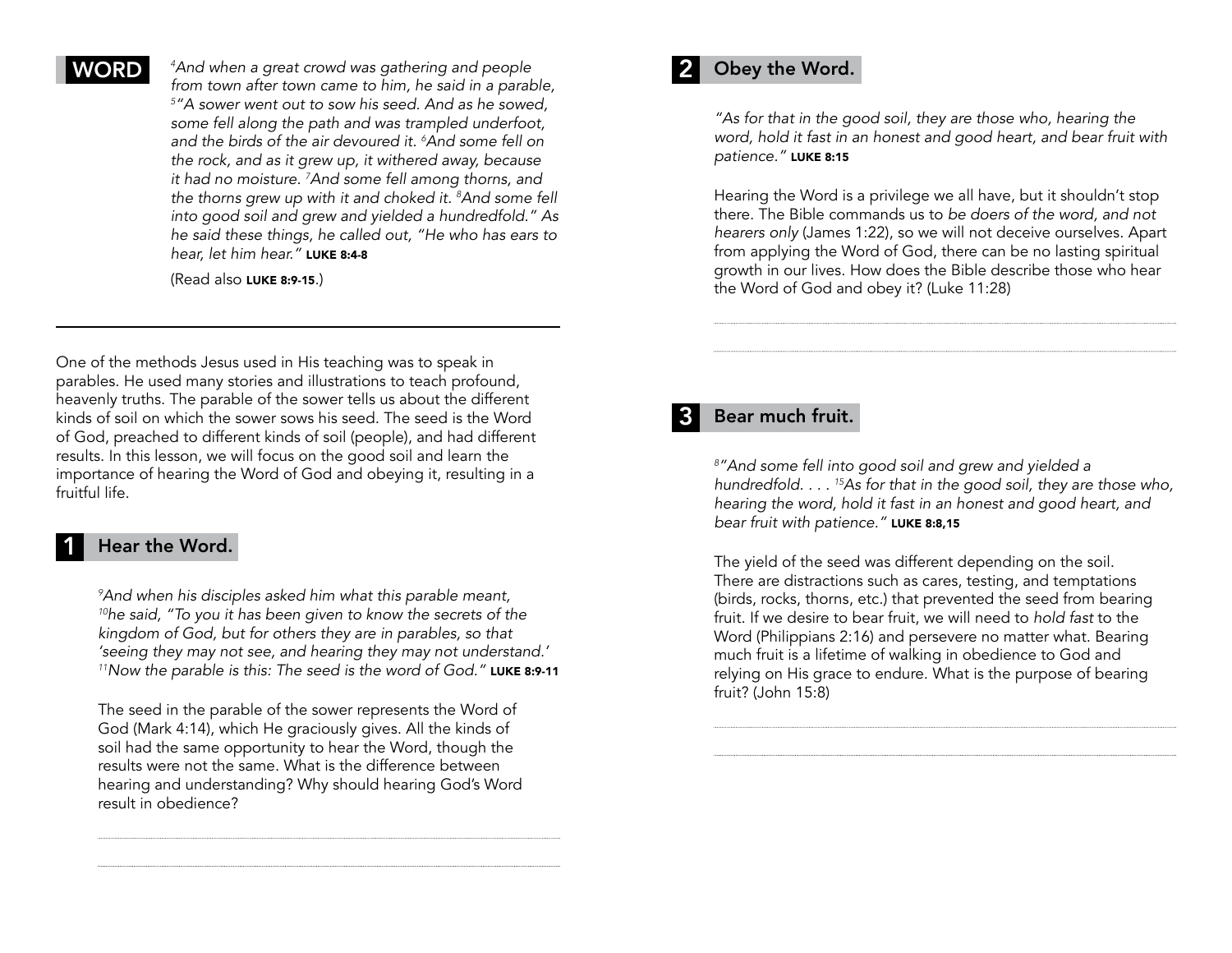## WORD

*[4]And when a great crowd was gathering and people from town after town came to him, he said in a parable, [5]"A sower went out to sow his seed. And as he sowed, some fell along the path and was trampled underfoot, and the birds of the air devoured it. [6]And some fell on the rock, and as it grew up, it withered away, because it had no moisture. [7]And some fell among thorns, and the thorns grew up with it and choked it. [8]And some fell into good soil and grew and yielded a hundredfold." As he said these things, he called out, "He who has ears to hear, let him hear."* **LUKE 8:4-8**

(Read also **LUKE 8:9-15**.)

---

One of the methods Jesus used in His teaching was to speak in parables. He used many stories and illustrations to teach profound, heavenly truths. The parable of the sower tells us about the different kinds of soil on which the sower sows his seed. The seed is the Word of God, preached to different kinds of soil (people), and had different results. In this lesson, we will focus on the good soil and learn the importance of hearing the Word of God and obeying it, resulting in a fruitful life.

## 1 Hear the Word.

*[9]And when his disciples asked him what this parable meant, [10]he said, "To you it has been given to know the secrets of the kingdom of God, but for others they are in parables, so that 'seeing they may not see, and hearing they may not understand.' [11]Now the parable is this: The seed is the word of God."* **LUKE 8:9-11**

The seed in the parable of the sower represents the Word of God (Mark 4:14), which He graciously gives. All the kinds of soil had the same opportunity to hear the Word, though the results were not the same. What is the difference between hearing and understanding? Why should hearing God's Word result in obedience?

## 2 Obey the Word.

*"As for that in the good soil, they are those who, hearing the word, hold it fast in an honest and good heart, and bear fruit with patience."* **LUKE 8:15**

Hearing the Word is a privilege we all have, but it shouldn't stop there. The Bible commands us to *be doers of the word, and not hearers only* (James 1:22), so we will not deceive ourselves. Apart from applying the Word of God, there can be no lasting spiritual growth in our lives. How does the Bible describe those who hear the Word of God and obey it? (Luke 11:28)

## 3 Bear much fruit.

*[8]"And some fell into good soil and grew and yielded a hundredfold. . . . [15]As for that in the good soil, they are those who, hearing the word, hold it fast in an honest and good heart, and bear fruit with patience."* **LUKE 8:8,15**

The yield of the seed was different depending on the soil. There are distractions such as cares, testing, and temptations (birds, rocks, thorns, etc.) that prevented the seed from bearing fruit. If we desire to bear fruit, we will need to *hold fast* to the Word (Philippians 2:16) and persevere no matter what. Bearing much fruit is a lifetime of walking in obedience to God and relying on His grace to endure. What is the purpose of bearing fruit? (John 15:8)